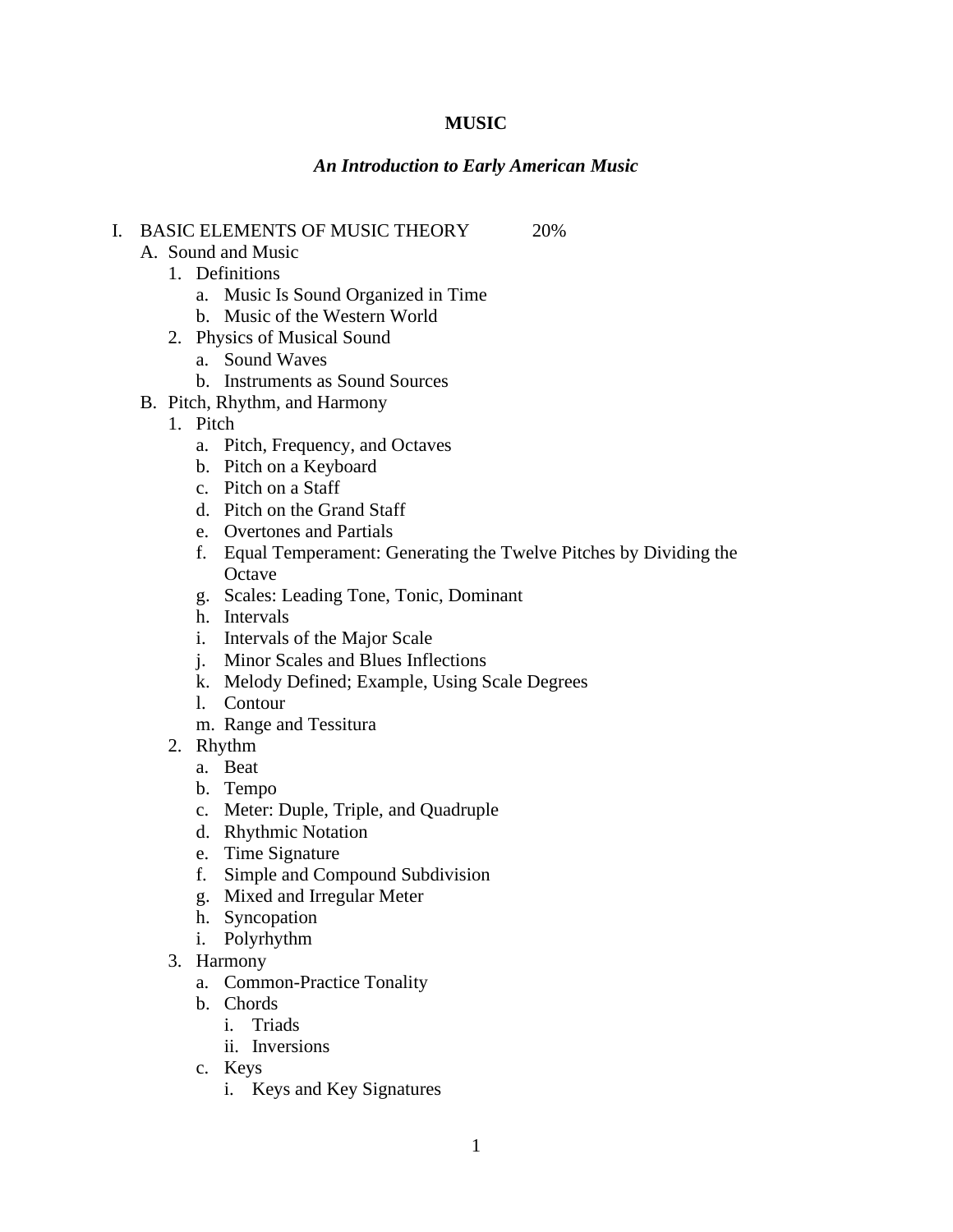# MUSIC

## *An Introduction to Early American Music*

- I. BASIC ELEMENTS OF MUSIC THEORY 20%
  - A. Sound and Music
    1. Definitions
       - a. Music Is Sound Organized in Time
       - b. Music of the Western World
    2. Physics of Musical Sound
       - a. Sound Waves
       - b. Instruments as Sound Sources
  - B. Pitch, Rhythm, and Harmony
    1. Pitch
       - a. Pitch, Frequency, and Octaves
       - b. Pitch on a Keyboard
       - c. Pitch on a Staff
       - d. Pitch on the Grand Staff
       - e. Overtones and Partials
       - f. Equal Temperament: Generating the Twelve Pitches by Dividing the Octave
       - g. Scales: Leading Tone, Tonic, Dominant
       - h. Intervals
       - i. Intervals of the Major Scale
       - j. Minor Scales and Blues Inflections
       - k. Melody Defined; Example, Using Scale Degrees
       - l. Contour
       - m. Range and Tessitura
    2. Rhythm
       - a. Beat
       - b. Tempo
       - c. Meter: Duple, Triple, and Quadruple
       - d. Rhythmic Notation
       - e. Time Signature
       - f. Simple and Compound Subdivision
       - g. Mixed and Irregular Meter
       - h. Syncopation
       - i. Polyrhythm
    3. Harmony
       - a. Common-Practice Tonality
       - b. Chords
         - i. Triads
         - ii. Inversions
       - c. Keys
         - i. Keys and Key Signatures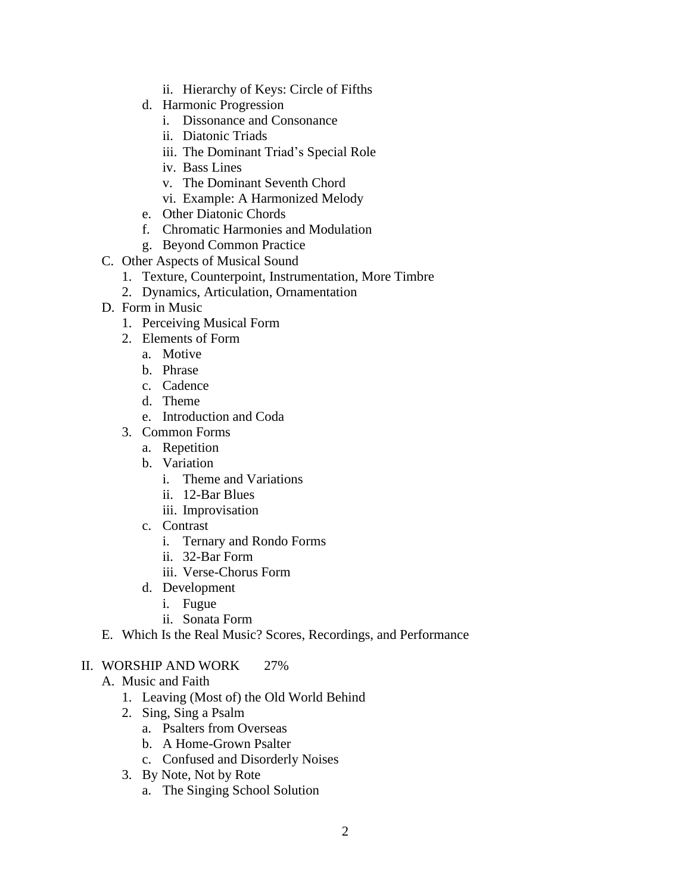- ii. Hierarchy of Keys: Circle of Fifths
        - d. Harmonic Progression
            - i. Dissonance and Consonance
            - ii. Diatonic Triads
            - iii. The Dominant Triad's Special Role
            - iv. Bass Lines
            - v. The Dominant Seventh Chord
            - vi. Example: A Harmonized Melody
        - e. Other Diatonic Chords
        - f. Chromatic Harmonies and Modulation
        - g. Beyond Common Practice
- C. Other Aspects of Musical Sound
    - 1. Texture, Counterpoint, Instrumentation, More Timbre
    - 2. Dynamics, Articulation, Ornamentation
- D. Form in Music
    - 1. Perceiving Musical Form
    - 2. Elements of Form
        - a. Motive
        - b. Phrase
        - c. Cadence
        - d. Theme
        - e. Introduction and Coda
    - 3. Common Forms
        - a. Repetition
        - b. Variation
            - i. Theme and Variations
            - ii. 12-Bar Blues
            - iii. Improvisation
        - c. Contrast
            - i. Ternary and Rondo Forms
            - ii. 32-Bar Form
            - iii. Verse-Chorus Form
        - d. Development
            - i. Fugue
            - ii. Sonata Form
- E. Which Is the Real Music? Scores, Recordings, and Performance

II. WORSHIP AND WORK 27%

- A. Music and Faith
    - 1. Leaving (Most of) the Old World Behind
    - 2. Sing, Sing a Psalm
        - a. Psalters from Overseas
        - b. A Home-Grown Psalter
        - c. Confused and Disorderly Noises
    - 3. By Note, Not by Rote
        - a. The Singing School Solution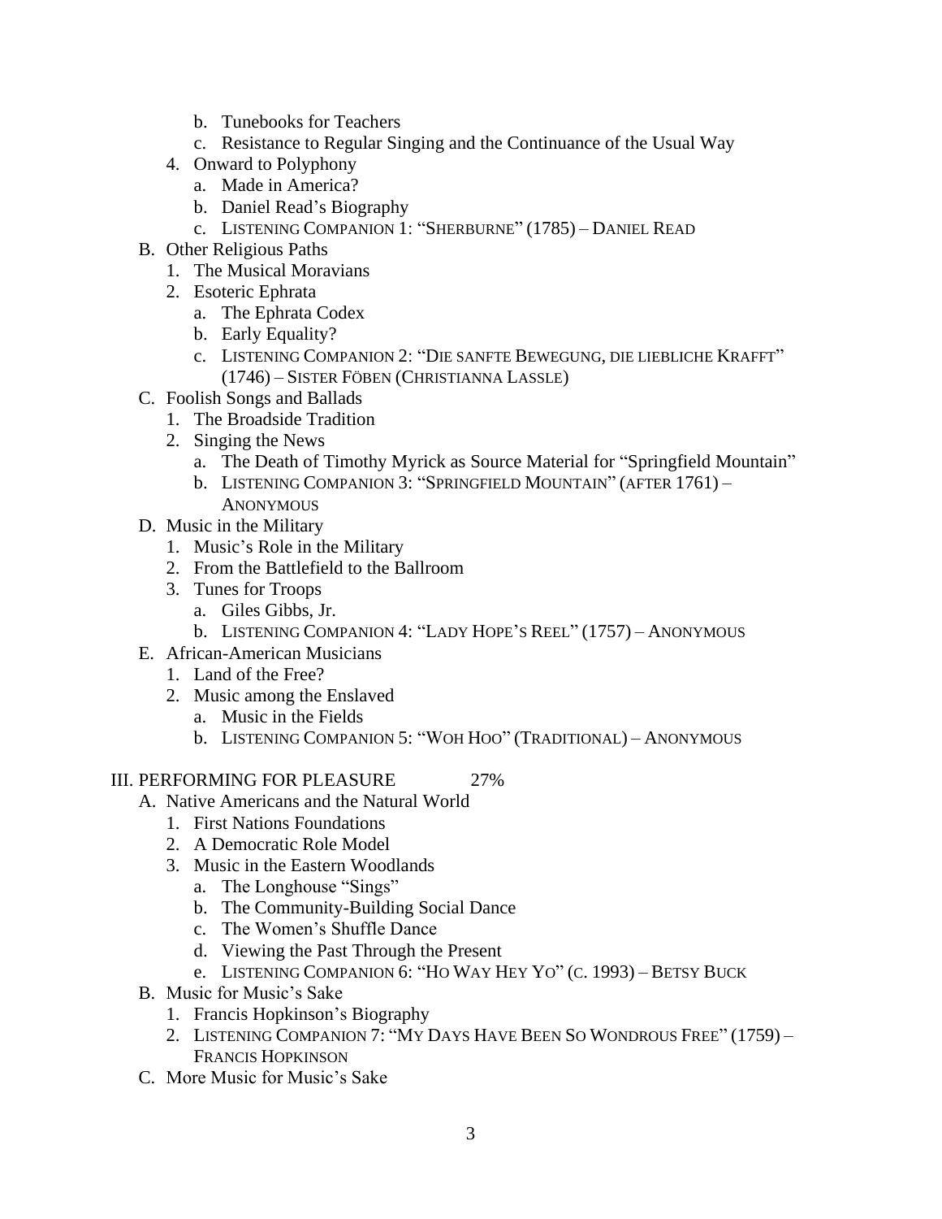- b. Tunebooks for Teachers
- c. Resistance to Regular Singing and the Continuance of the Usual Way

4. Onward to Polyphony
   - a. Made in America?
   - b. Daniel Read's Biography
   - c. LISTENING COMPANION 1: "SHERBURNE" (1785) – DANIEL READ

B. Other Religious Paths

1. The Musical Moravians
2. Esoteric Ephrata
   - a. The Ephrata Codex
   - b. Early Equality?
   - c. LISTENING COMPANION 2: "DIE SANFTE BEWEGUNG, DIE LIEBLICHE KRAFFT" (1746) – SISTER FÖBEN (CHRISTIANNA LASSLE)

C. Foolish Songs and Ballads

1. The Broadside Tradition
2. Singing the News
   - a. The Death of Timothy Myrick as Source Material for "Springfield Mountain"
   - b. LISTENING COMPANION 3: "SPRINGFIELD MOUNTAIN" (AFTER 1761) – ANONYMOUS

D. Music in the Military

1. Music's Role in the Military
2. From the Battlefield to the Ballroom
3. Tunes for Troops
   - a. Giles Gibbs, Jr.
   - b. LISTENING COMPANION 4: "LADY HOPE'S REEL" (1757) – ANONYMOUS

E. African-American Musicians

1. Land of the Free?
2. Music among the Enslaved
   - a. Music in the Fields
   - b. LISTENING COMPANION 5: "WOH HOO" (TRADITIONAL) – ANONYMOUS

III. PERFORMING FOR PLEASURE 27%

A. Native Americans and the Natural World

1. First Nations Foundations
2. A Democratic Role Model
3. Music in the Eastern Woodlands
   - a. The Longhouse "Sings"
   - b. The Community-Building Social Dance
   - c. The Women's Shuffle Dance
   - d. Viewing the Past Through the Present
   - e. LISTENING COMPANION 6: "HO WAY HEY YO" (C. 1993) – BETSY BUCK

B. Music for Music's Sake

1. Francis Hopkinson's Biography
2. LISTENING COMPANION 7: "MY DAYS HAVE BEEN SO WONDROUS FREE" (1759) – FRANCIS HOPKINSON

C. More Music for Music's Sake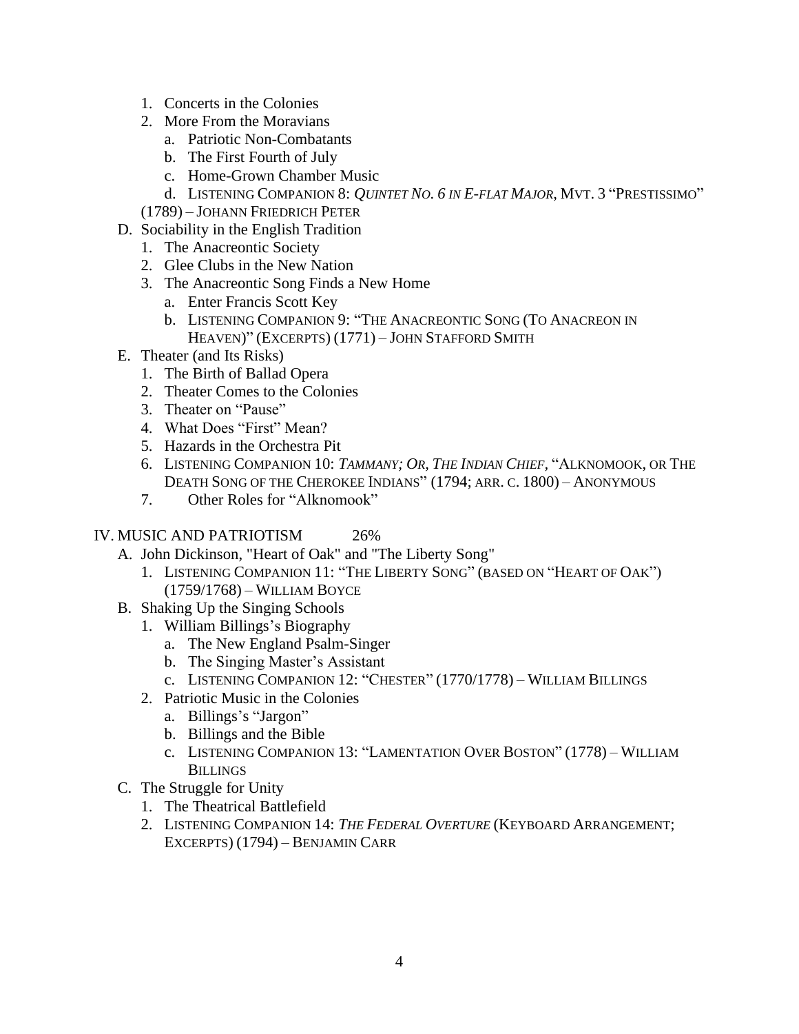1. Concerts in the Colonies
2. More From the Moravians
   a. Patriotic Non-Combatants
   b. The First Fourth of July
   c. Home-Grown Chamber Music
   d. LISTENING COMPANION 8: *QUINTET NO. 6 IN E-FLAT MAJOR*, MVT. 3 "PRESTISSIMO" (1789) – JOHANN FRIEDRICH PETER

D. Sociability in the English Tradition
1. The Anacreontic Society
2. Glee Clubs in the New Nation
3. The Anacreontic Song Finds a New Home
   a. Enter Francis Scott Key
   b. LISTENING COMPANION 9: "THE ANACREONTIC SONG (TO ANACREON IN HEAVEN)" (EXCERPTS) (1771) – JOHN STAFFORD SMITH

E. Theater (and Its Risks)
1. The Birth of Ballad Opera
2. Theater Comes to the Colonies
3. Theater on "Pause"
4. What Does "First" Mean?
5. Hazards in the Orchestra Pit
6. LISTENING COMPANION 10: *TAMMANY; OR, THE INDIAN CHIEF*, "ALKNOMOOK, OR THE DEATH SONG OF THE CHEROKEE INDIANS" (1794; ARR. C. 1800) – ANONYMOUS
7. Other Roles for "Alknomook"

IV. MUSIC AND PATRIOTISM 26%

A. John Dickinson, "Heart of Oak" and "The Liberty Song"
1. LISTENING COMPANION 11: "THE LIBERTY SONG" (BASED ON "HEART OF OAK") (1759/1768) – WILLIAM BOYCE

B. Shaking Up the Singing Schools
1. William Billings's Biography
   a. The New England Psalm-Singer
   b. The Singing Master's Assistant
   c. LISTENING COMPANION 12: "CHESTER" (1770/1778) – WILLIAM BILLINGS
2. Patriotic Music in the Colonies
   a. Billings's "Jargon"
   b. Billings and the Bible
   c. LISTENING COMPANION 13: "LAMENTATION OVER BOSTON" (1778) – WILLIAM BILLINGS

C. The Struggle for Unity
1. The Theatrical Battlefield
2. LISTENING COMPANION 14: *THE FEDERAL OVERTURE* (KEYBOARD ARRANGEMENT; EXCERPTS) (1794) – BENJAMIN CARR